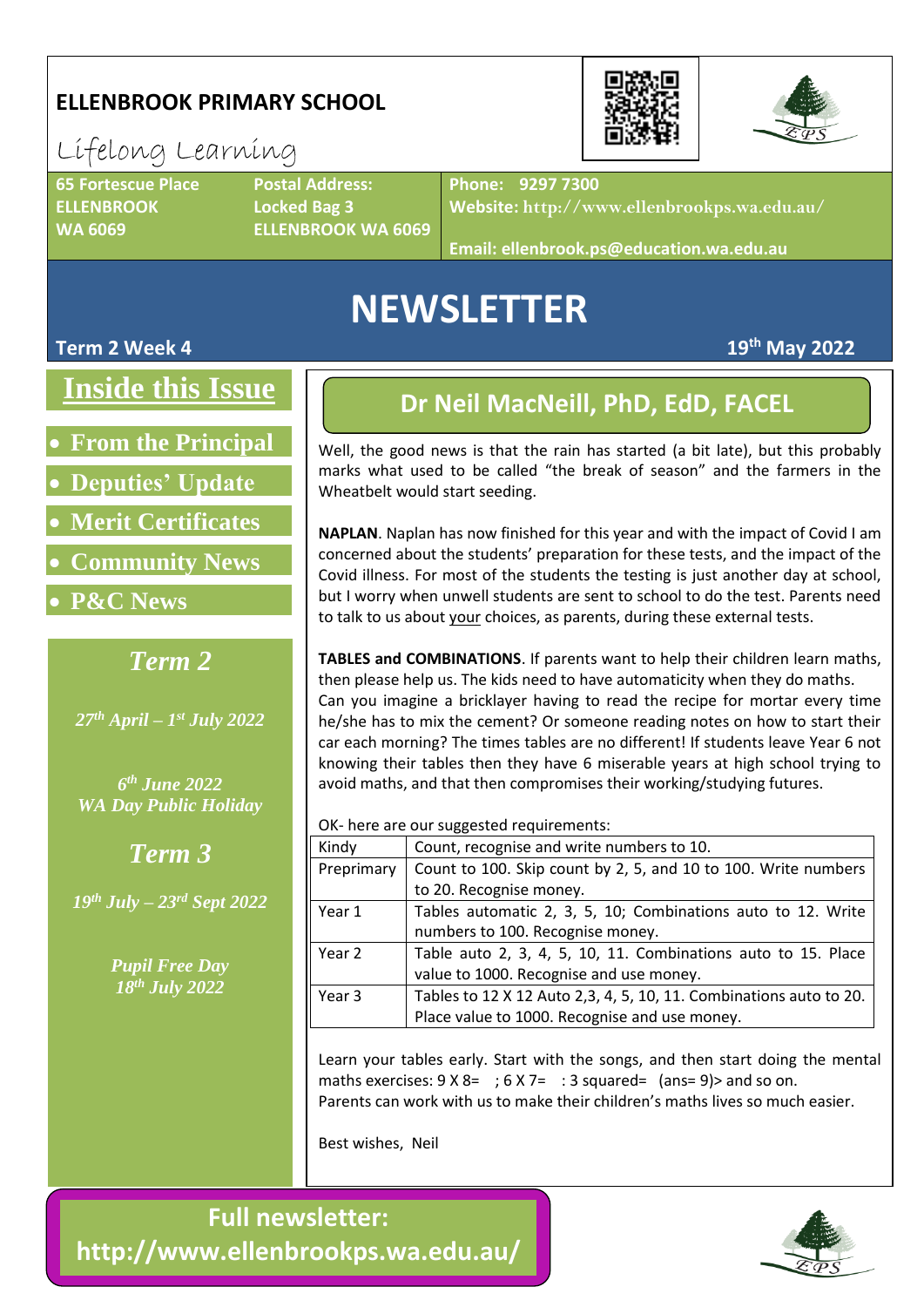# ELLENBROOK PRIMARY SCHOOL

Lifelong Learning

**65 Fortescue Place**
**ELLENBROOK**
**WA 6069**

**Postal Address:**
**Locked Bag 3**
**ELLENBROOK WA 6069**

**Phone: 9297 7300**
**Website: http://www.ellenbrookps.wa.edu.au/**

**Email: ellenbrook.ps@education.wa.edu.au**

# NEWSLETTER

**Term 2 Week 4** **19th May 2022**

## Inside this Issue

- **From the Principal**
- **Deputies' Update**
- **Merit Certificates**
- **Community News**
- **P&C News**

### *Term 2*

*27th April – 1st July 2022*

*6th June 2022*
*WA Day Public Holiday*

### *Term 3*

*19th July – 23rd Sept 2022*

*Pupil Free Day*
*18th July 2022*

## Dr Neil MacNeill, PhD, EdD, FACEL

Well, the good news is that the rain has started (a bit late), but this probably marks what used to be called "the break of season" and the farmers in the Wheatbelt would start seeding.

**NAPLAN**. Naplan has now finished for this year and with the impact of Covid I am concerned about the students' preparation for these tests, and the impact of the Covid illness. For most of the students the testing is just another day at school, but I worry when unwell students are sent to school to do the test. Parents need to talk to us about <u>your</u> choices, as parents, during these external tests.

**TABLES and COMBINATIONS**. If parents want to help their children learn maths, then please help us. The kids need to have automaticity when they do maths. Can you imagine a bricklayer having to read the recipe for mortar every time he/she has to mix the cement? Or someone reading notes on how to start their car each morning? The times tables are no different! If students leave Year 6 not knowing their tables then they have 6 miserable years at high school trying to avoid maths, and that then compromises their working/studying futures.

OK- here are our suggested requirements:

| | |
|---|---|
| Kindy | Count, recognise and write numbers to 10. |
| Preprimary | Count to 100. Skip count by 2, 5, and 10 to 100. Write numbers to 20. Recognise money. |
| Year 1 | Tables automatic 2, 3, 5, 10; Combinations auto to 12. Write numbers to 100. Recognise money. |
| Year 2 | Table auto 2, 3, 4, 5, 10, 11. Combinations auto to 15. Place value to 1000. Recognise and use money. |
| Year 3 | Tables to 12 X 12 Auto 2,3, 4, 5, 10, 11. Combinations auto to 20. Place value to 1000. Recognise and use money. |

Learn your tables early. Start with the songs, and then start doing the mental maths exercises: 9 X 8=  ; 6 X 7=  : 3 squared=  (ans= 9)> and so on.
Parents can work with us to make their children's maths lives so much easier.

Best wishes, Neil

**Full newsletter:**
**http://www.ellenbrookps.wa.edu.au/**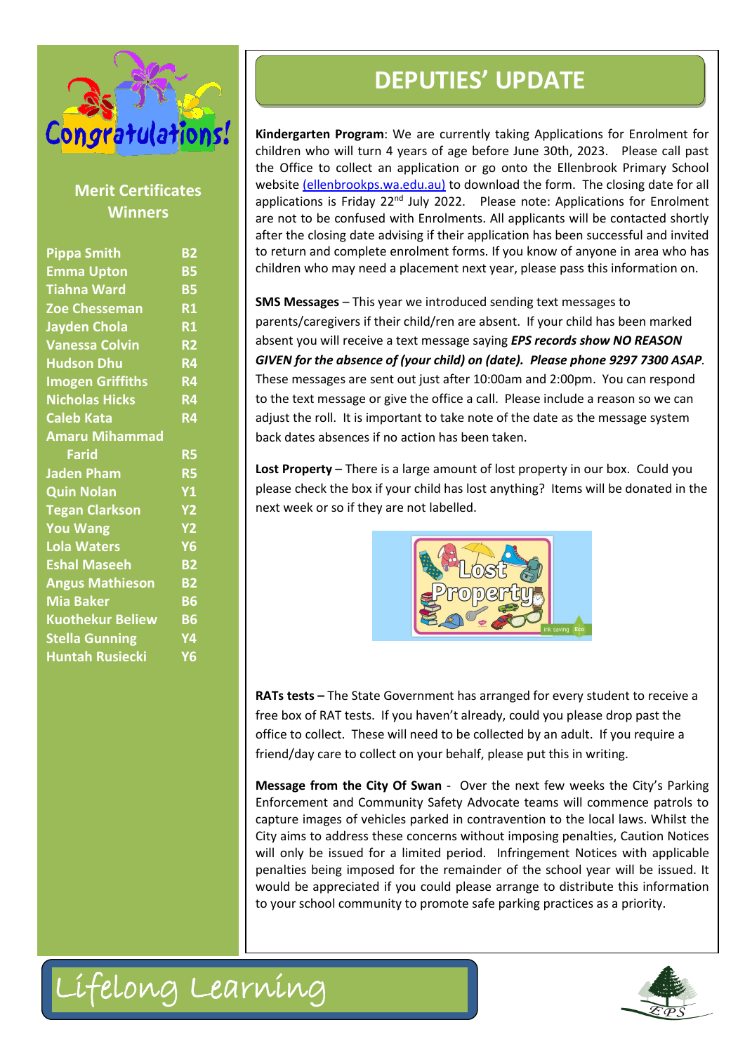## Merit Certificates Winners

| Name | Class |
|---|---|
| Pippa Smith | B2 |
| Emma Upton | B5 |
| Tiahna Ward | B5 |
| Zoe Chesseman | R1 |
| Jayden Chola | R1 |
| Vanessa Colvin | R2 |
| Hudson Dhu | R4 |
| Imogen Griffiths | R4 |
| Nicholas Hicks | R4 |
| Caleb Kata | R4 |
| Amaru Mihammad Farid | R5 |
| Jaden Pham | R5 |
| Quin Nolan | Y1 |
| Tegan Clarkson | Y2 |
| You Wang | Y2 |
| Lola Waters | Y6 |
| Eshal Maseeh | B2 |
| Angus Mathieson | B2 |
| Mia Baker | B6 |
| Kuothekur Beliew | B6 |
| Stella Gunning | Y4 |
| Huntah Rusiecki | Y6 |

# DEPUTIES' UPDATE

**Kindergarten Program**: We are currently taking Applications for Enrolment for children who will turn 4 years of age before June 30th, 2023. Please call past the Office to collect an application or go onto the Ellenbrook Primary School website (ellenbrookps.wa.edu.au) to download the form. The closing date for all applications is Friday 22nd July 2022. Please note: Applications for Enrolment are not to be confused with Enrolments. All applicants will be contacted shortly after the closing date advising if their application has been successful and invited to return and complete enrolment forms. If you know of anyone in area who has children who may need a placement next year, please pass this information on.

**SMS Messages** – This year we introduced sending text messages to parents/caregivers if their child/ren are absent. If your child has been marked absent you will receive a text message saying ***EPS records show NO REASON GIVEN for the absence of (your child) on (date). Please phone 9297 7300 ASAP***. These messages are sent out just after 10:00am and 2:00pm. You can respond to the text message or give the office a call. Please include a reason so we can adjust the roll. It is important to take note of the date as the message system back dates absences if no action has been taken.

**Lost Property** – There is a large amount of lost property in our box. Could you please check the box if your child has lost anything? Items will be donated in the next week or so if they are not labelled.

**RATs tests –** The State Government has arranged for every student to receive a free box of RAT tests. If you haven't already, could you please drop past the office to collect. These will need to be collected by an adult. If you require a friend/day care to collect on your behalf, please put this in writing.

**Message from the City Of Swan** - Over the next few weeks the City's Parking Enforcement and Community Safety Advocate teams will commence patrols to capture images of vehicles parked in contravention to the local laws. Whilst the City aims to address these concerns without imposing penalties, Caution Notices will only be issued for a limited period. Infringement Notices with applicable penalties being imposed for the remainder of the school year will be issued. It would be appreciated if you could please arrange to distribute this information to your school community to promote safe parking practices as a priority.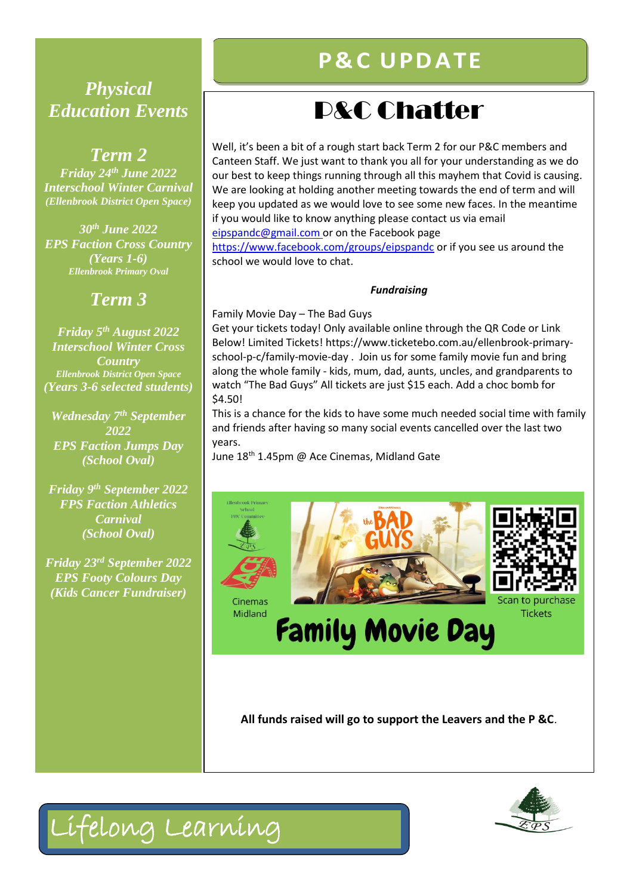# Physical Education Events

## Term 2

***Friday 24th June 2022***
***Interschool Winter Carnival***
***(Ellenbrook District Open Space)***

***30th June 2022***
***EPS Faction Cross Country***
***(Years 1-6)***
***Ellenbrook Primary Oval***

## Term 3

***Friday 5th August 2022***
***Interschool Winter Cross Country***
***Ellenbrook District Open Space***
***(Years 3-6 selected students)***

***Wednesday 7th September 2022***
***EPS Faction Jumps Day***
***(School Oval)***

***Friday 9th September 2022***
***FPS Faction Athletics Carnival***
***(School Oval)***

***Friday 23rd September 2022***
***EPS Footy Colours Day***
***(Kids Cancer Fundraiser)***

# P&C UPDATE

## P&C Chatter

Well, it's been a bit of a rough start back Term 2 for our P&C members and Canteen Staff. We just want to thank you all for your understanding as we do our best to keep things running through all this mayhem that Covid is causing. We are looking at holding another meeting towards the end of term and will keep you updated as we would love to see some new faces. In the meantime if you would like to know anything please contact us via email eipspandc@gmail.com or on the Facebook page https://www.facebook.com/groups/eipspandc or if you see us around the school we would love to chat.

***Fundraising***

Family Movie Day – The Bad Guys
Get your tickets today! Only available online through the QR Code or Link Below! Limited Tickets! https://www.ticketebo.com.au/ellenbrook-primary-school-p-c/family-movie-day . Join us for some family movie fun and bring along the whole family - kids, mum, dad, aunts, uncles, and grandparents to watch "The Bad Guys" All tickets are just $15 each. Add a choc bomb for $4.50!
This is a chance for the kids to have some much needed social time with family and friends after having so many social events cancelled over the last two years.
June 18th 1.45pm @ Ace Cinemas, Midland Gate

Ellenbrook Primary School P&C Committee

Cinemas Midland

Scan to purchase Tickets

**Family Movie Day**

**All funds raised will go to support the Leavers and the P &C**.

Lifelong Learning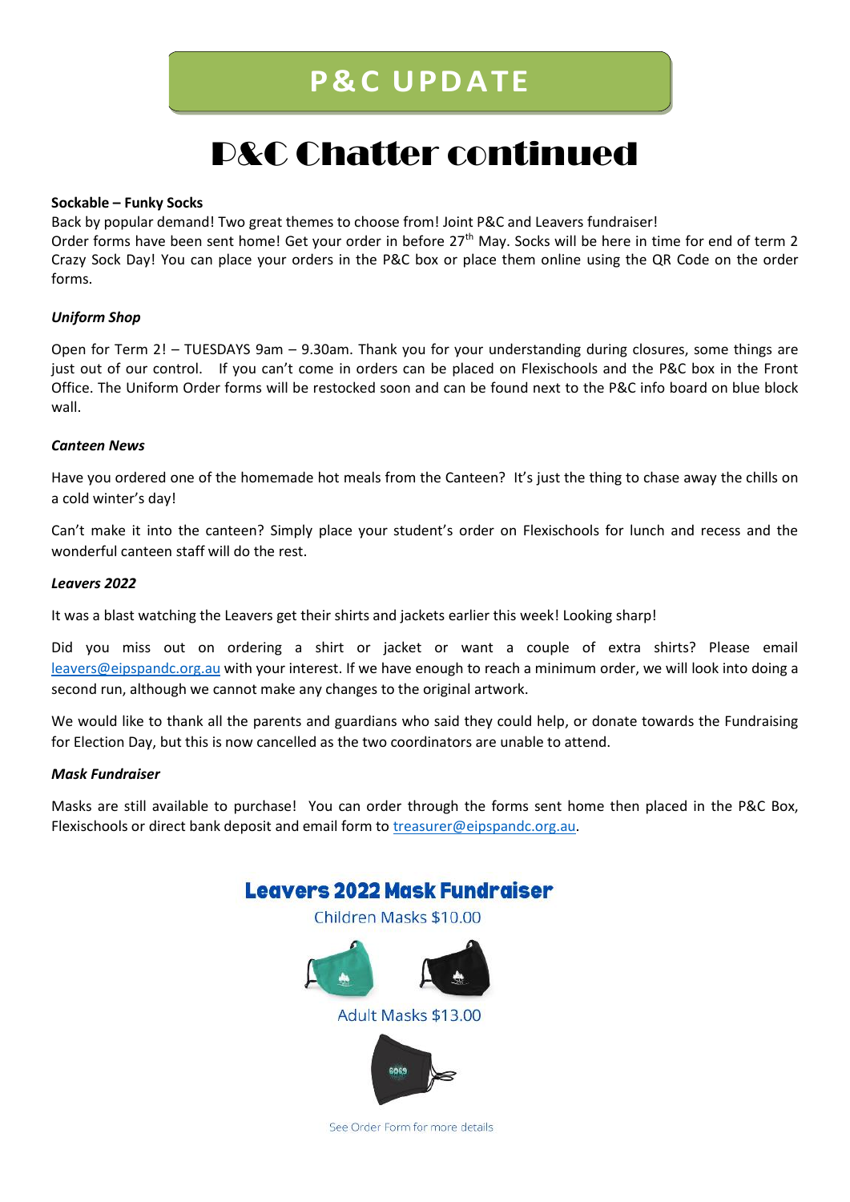# P&C UPDATE

# P&C Chatter continued

**Sockable – Funky Socks**

Back by popular demand! Two great themes to choose from! Joint P&C and Leavers fundraiser!
Order forms have been sent home! Get your order in before 27th May. Socks will be here in time for end of term 2 Crazy Sock Day! You can place your orders in the P&C box or place them online using the QR Code on the order forms.

***Uniform Shop***

Open for Term 2! – TUESDAYS 9am – 9.30am. Thank you for your understanding during closures, some things are just out of our control. If you can't come in orders can be placed on Flexischools and the P&C box in the Front Office. The Uniform Order forms will be restocked soon and can be found next to the P&C info board on blue block wall.

***Canteen News***

Have you ordered one of the homemade hot meals from the Canteen? It's just the thing to chase away the chills on a cold winter's day!

Can't make it into the canteen? Simply place your student's order on Flexischools for lunch and recess and the wonderful canteen staff will do the rest.

***Leavers 2022***

It was a blast watching the Leavers get their shirts and jackets earlier this week! Looking sharp!

Did you miss out on ordering a shirt or jacket or want a couple of extra shirts? Please email leavers@eipspandc.org.au with your interest. If we have enough to reach a minimum order, we will look into doing a second run, although we cannot make any changes to the original artwork.

We would like to thank all the parents and guardians who said they could help, or donate towards the Fundraising for Election Day, but this is now cancelled as the two coordinators are unable to attend.

***Mask Fundraiser***

Masks are still available to purchase! You can order through the forms sent home then placed in the P&C Box, Flexischools or direct bank deposit and email form to treasurer@eipspandc.org.au.

**Leavers 2022 Mask Fundraiser**

Children Masks $10.00

Adult Masks $13.00

See Order Form for more details